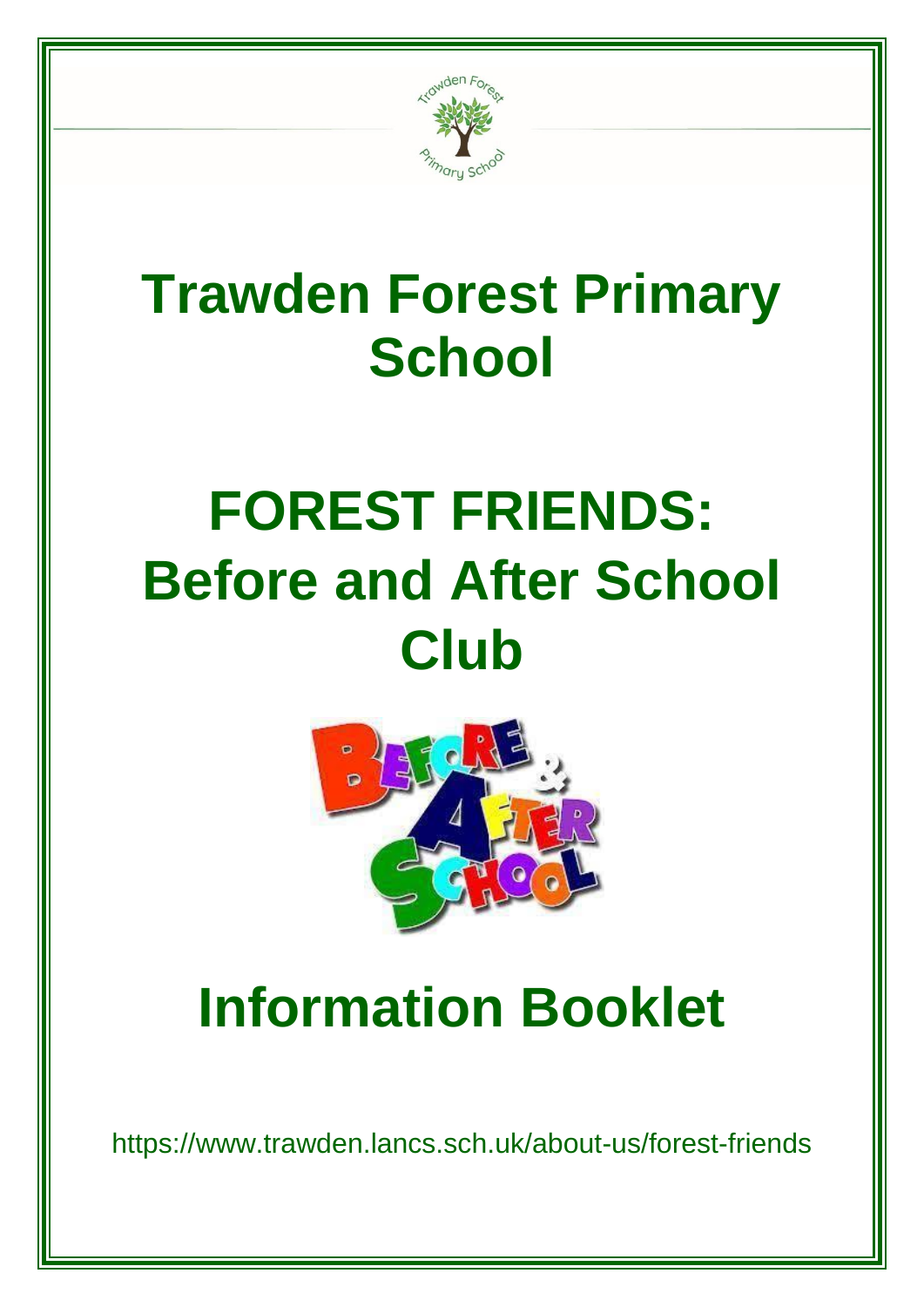# Trawden Forest Primary School

# FOREST FRIENDS: Before and After School Club

# Information Booklet

https://www.trawden.lancs.sch.uk/about-us/forest-friends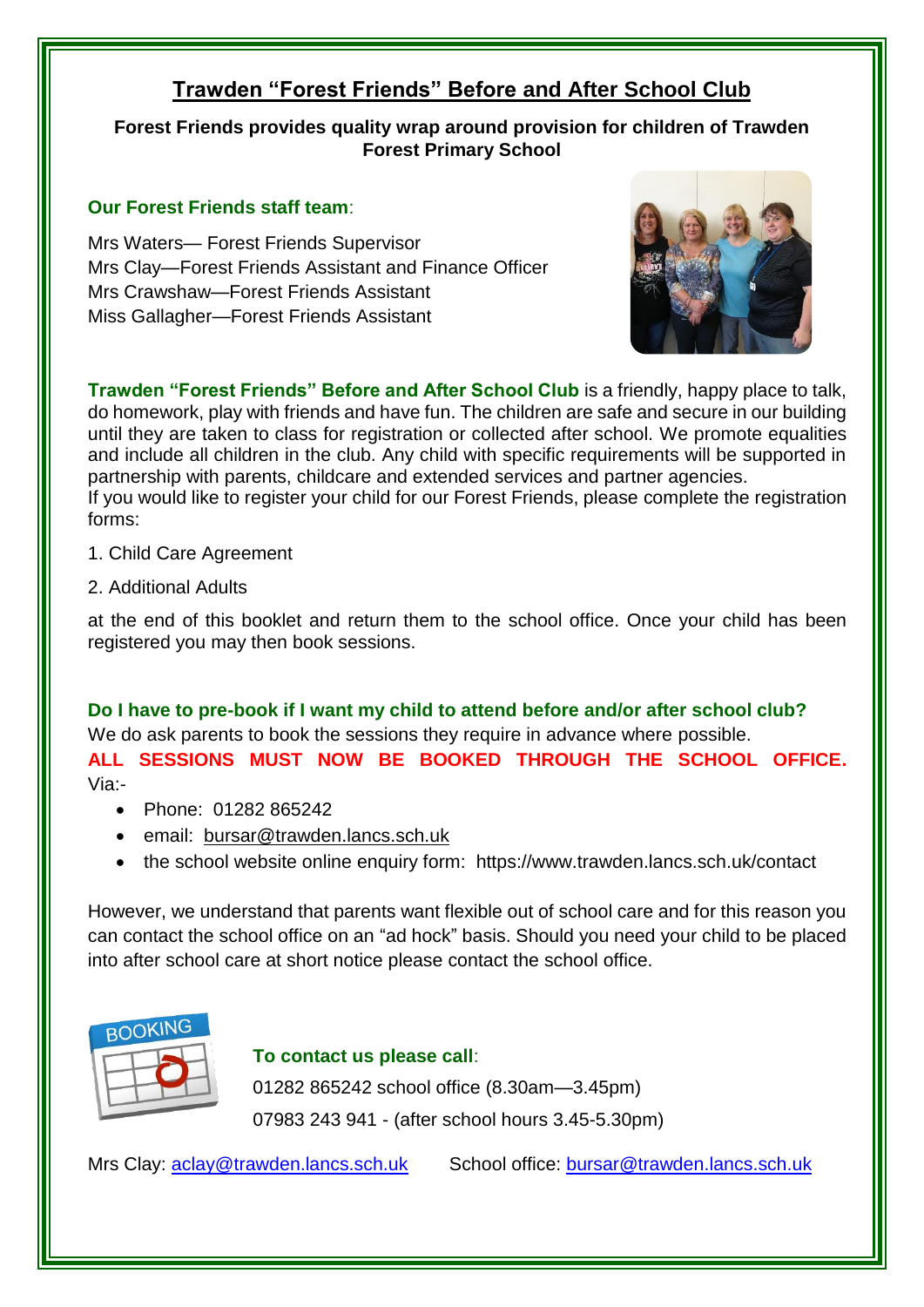# Trawden "Forest Friends" Before and After School Club

**Forest Friends provides quality wrap around provision for children of Trawden Forest Primary School**

**Our Forest Friends staff team**:

Mrs Waters— Forest Friends Supervisor
Mrs Clay—Forest Friends Assistant and Finance Officer
Mrs Crawshaw—Forest Friends Assistant
Miss Gallagher—Forest Friends Assistant

**Trawden "Forest Friends" Before and After School Club** is a friendly, happy place to talk, do homework, play with friends and have fun. The children are safe and secure in our building until they are taken to class for registration or collected after school. We promote equalities and include all children in the club. Any child with specific requirements will be supported in partnership with parents, childcare and extended services and partner agencies.
If you would like to register your child for our Forest Friends, please complete the registration forms:

1. Child Care Agreement
2. Additional Adults

at the end of this booklet and return them to the school office. Once your child has been registered you may then book sessions.

**Do I have to pre-book if I want my child to attend before and/or after school club?**
We do ask parents to book the sessions they require in advance where possible.
**ALL SESSIONS MUST NOW BE BOOKED THROUGH THE SCHOOL OFFICE.** Via:-

- Phone: 01282 865242
- email: bursar@trawden.lancs.sch.uk
- the school website online enquiry form: https://www.trawden.lancs.sch.uk/contact

However, we understand that parents want flexible out of school care and for this reason you can contact the school office on an "ad hock" basis. Should you need your child to be placed into after school care at short notice please contact the school office.

**To contact us please call**:
01282 865242 school office (8.30am—3.45pm)
07983 243 941 - (after school hours 3.45-5.30pm)

Mrs Clay: aclay@trawden.lancs.sch.uk School office: bursar@trawden.lancs.sch.uk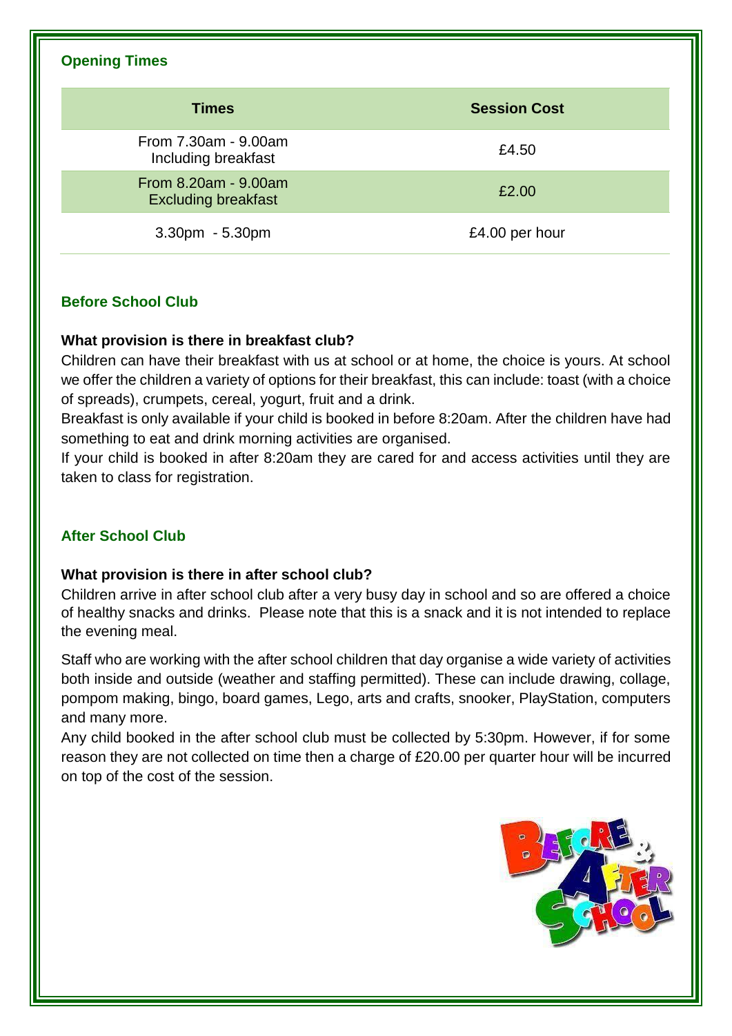## Opening Times

| Times | Session Cost |
|---|---|
| From 7.30am - 9.00am Including breakfast | £4.50 |
| From 8.20am - 9.00am Excluding breakfast | £2.00 |
| 3.30pm - 5.30pm | £4.00 per hour |

## Before School Club

**What provision is there in breakfast club?**

Children can have their breakfast with us at school or at home, the choice is yours. At school we offer the children a variety of options for their breakfast, this can include: toast (with a choice of spreads), crumpets, cereal, yogurt, fruit and a drink.

Breakfast is only available if your child is booked in before 8:20am. After the children have had something to eat and drink morning activities are organised.

If your child is booked in after 8:20am they are cared for and access activities until they are taken to class for registration.

## After School Club

**What provision is there in after school club?**

Children arrive in after school club after a very busy day in school and so are offered a choice of healthy snacks and drinks. Please note that this is a snack and it is not intended to replace the evening meal.

Staff who are working with the after school children that day organise a wide variety of activities both inside and outside (weather and staffing permitted). These can include drawing, collage, pompom making, bingo, board games, Lego, arts and crafts, snooker, PlayStation, computers and many more.

Any child booked in the after school club must be collected by 5:30pm. However, if for some reason they are not collected on time then a charge of £20.00 per quarter hour will be incurred on top of the cost of the session.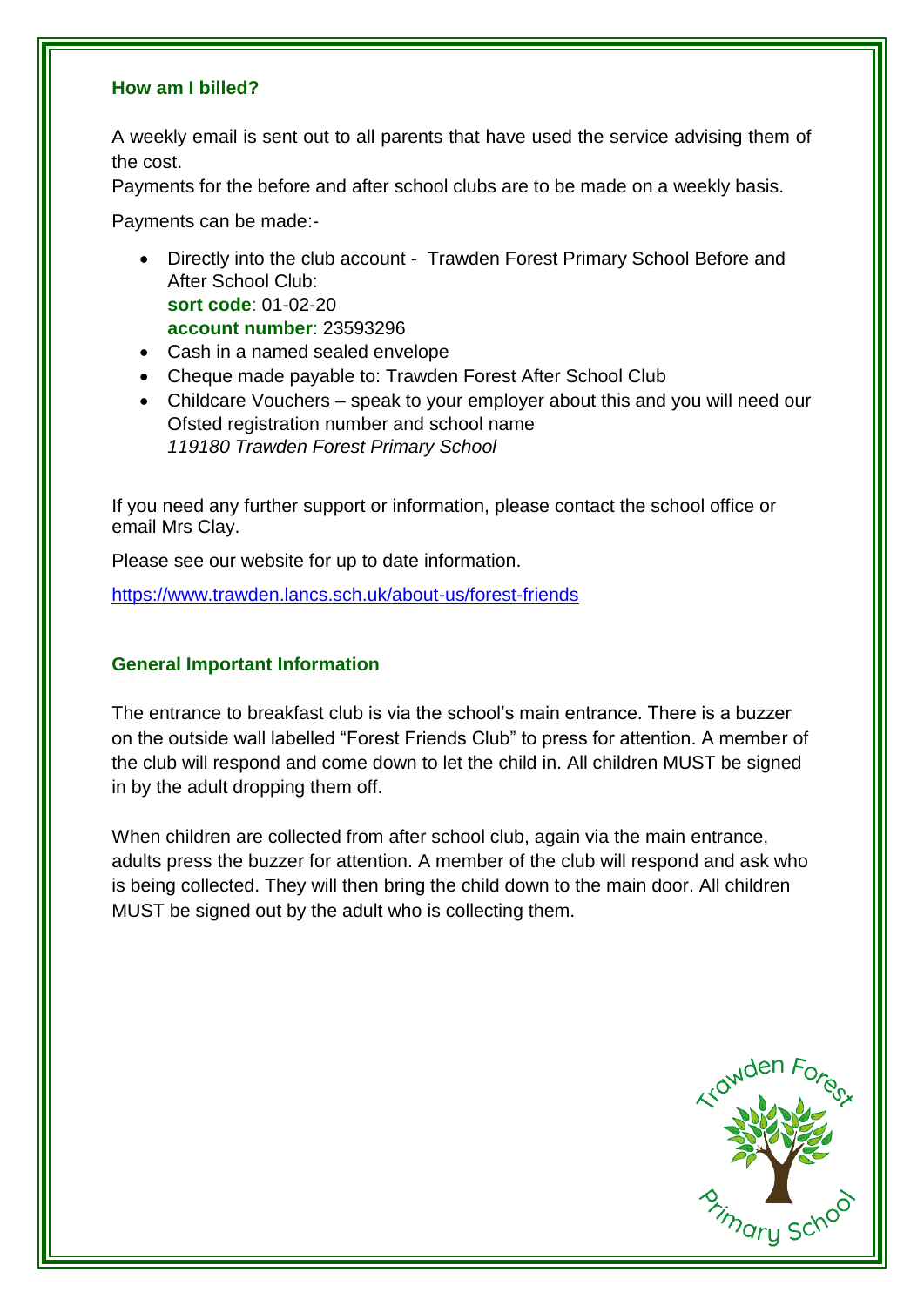## How am I billed?

A weekly email is sent out to all parents that have used the service advising them of the cost.

Payments for the before and after school clubs are to be made on a weekly basis.

Payments can be made:-

- Directly into the club account - Trawden Forest Primary School Before and After School Club:
  **sort code**: 01-02-20
  **account number**: 23593296
- Cash in a named sealed envelope
- Cheque made payable to: Trawden Forest After School Club
- Childcare Vouchers – speak to your employer about this and you will need our Ofsted registration number and school name
  *119180 Trawden Forest Primary School*

If you need any further support or information, please contact the school office or email Mrs Clay.

Please see our website for up to date information.

https://www.trawden.lancs.sch.uk/about-us/forest-friends

## General Important Information

The entrance to breakfast club is via the school's main entrance. There is a buzzer on the outside wall labelled "Forest Friends Club" to press for attention. A member of the club will respond and come down to let the child in. All children MUST be signed in by the adult dropping them off.

When children are collected from after school club, again via the main entrance, adults press the buzzer for attention. A member of the club will respond and ask who is being collected. They will then bring the child down to the main door. All children MUST be signed out by the adult who is collecting them.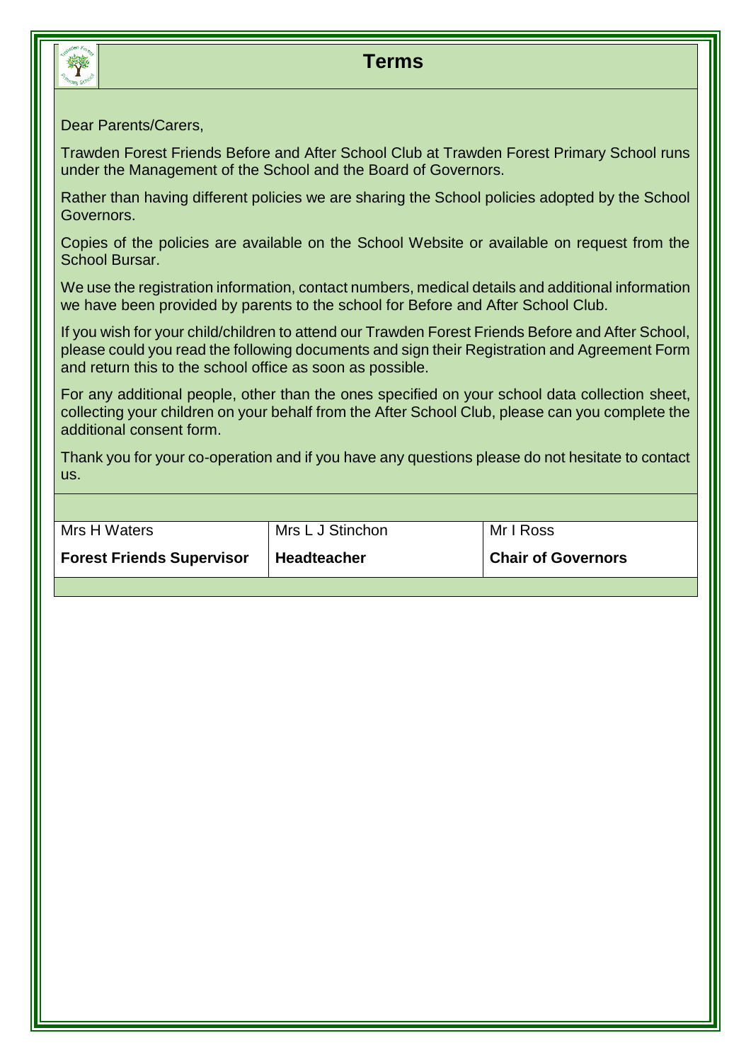# Terms

Dear Parents/Carers,

Trawden Forest Friends Before and After School Club at Trawden Forest Primary School runs under the Management of the School and the Board of Governors.

Rather than having different policies we are sharing the School policies adopted by the School Governors.

Copies of the policies are available on the School Website or available on request from the School Bursar.

We use the registration information, contact numbers, medical details and additional information we have been provided by parents to the school for Before and After School Club.

If you wish for your child/children to attend our Trawden Forest Friends Before and After School, please could you read the following documents and sign their Registration and Agreement Form and return this to the school office as soon as possible.

For any additional people, other than the ones specified on your school data collection sheet, collecting your children on your behalf from the After School Club, please can you complete the additional consent form.

Thank you for your co-operation and if you have any questions please do not hesitate to contact us.

| Mrs H Waters | Mrs L J Stinchon | Mr I Ross |
|---|---|---|
| **Forest Friends Supervisor** | **Headteacher** | **Chair of Governors** |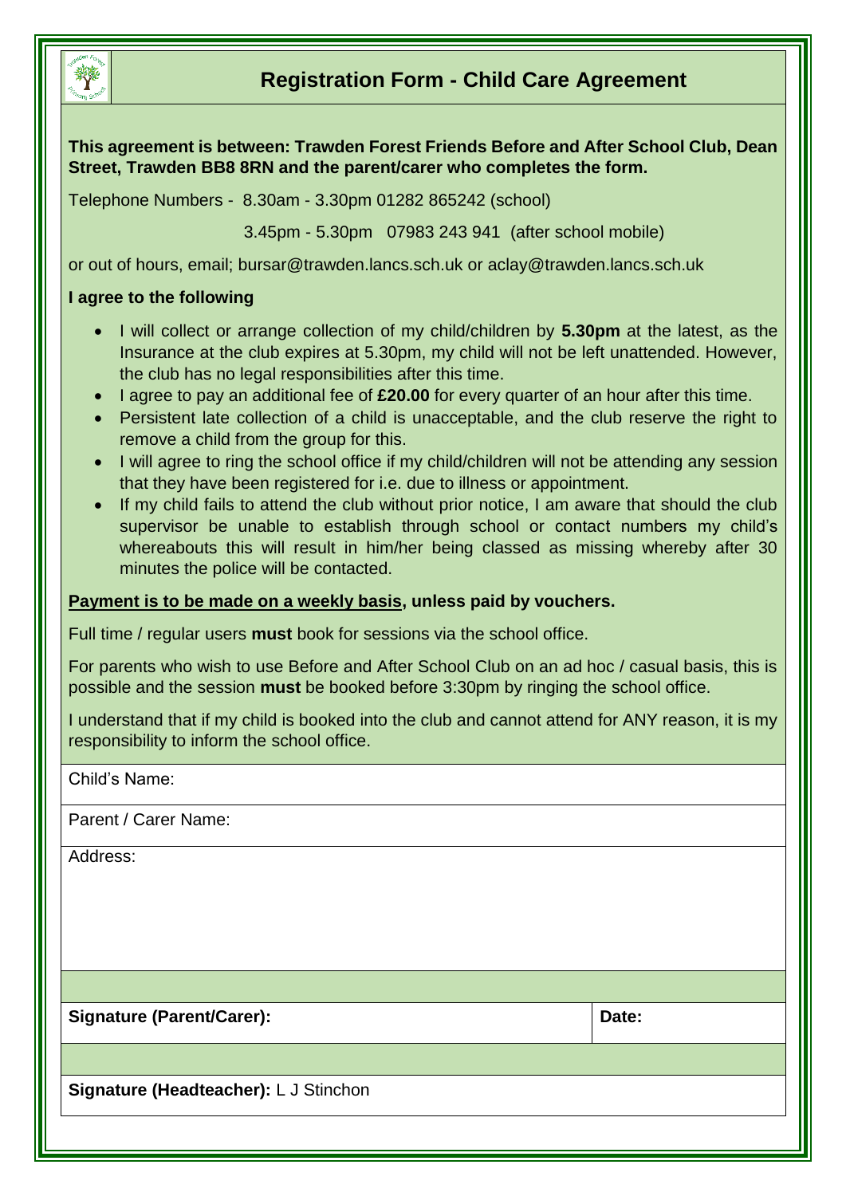# Registration Form - Child Care Agreement

**This agreement is between: Trawden Forest Friends Before and After School Club, Dean Street, Trawden BB8 8RN and the parent/carer who completes the form.**

Telephone Numbers - 8.30am - 3.30pm 01282 865242 (school)

3.45pm - 5.30pm 07983 243 941 (after school mobile)

or out of hours, email; bursar@trawden.lancs.sch.uk or aclay@trawden.lancs.sch.uk

**I agree to the following**

- I will collect or arrange collection of my child/children by **5.30pm** at the latest, as the Insurance at the club expires at 5.30pm, my child will not be left unattended. However, the club has no legal responsibilities after this time.
- I agree to pay an additional fee of **£20.00** for every quarter of an hour after this time.
- Persistent late collection of a child is unacceptable, and the club reserve the right to remove a child from the group for this.
- I will agree to ring the school office if my child/children will not be attending any session that they have been registered for i.e. due to illness or appointment.
- If my child fails to attend the club without prior notice, I am aware that should the club supervisor be unable to establish through school or contact numbers my child's whereabouts this will result in him/her being classed as missing whereby after 30 minutes the police will be contacted.

**Payment is to be made on a weekly basis, unless paid by vouchers.**

Full time / regular users **must** book for sessions via the school office.

For parents who wish to use Before and After School Club on an ad hoc / casual basis, this is possible and the session **must** be booked before 3:30pm by ringing the school office.

I understand that if my child is booked into the club and cannot attend for ANY reason, it is my responsibility to inform the school office.

| Child's Name: | |
|---|---|
| Parent / Carer Name: | |
| Address: | |
| | |
| **Signature (Parent/Carer):** | **Date:** |
| | |
| **Signature (Headteacher):** L J Stinchon | |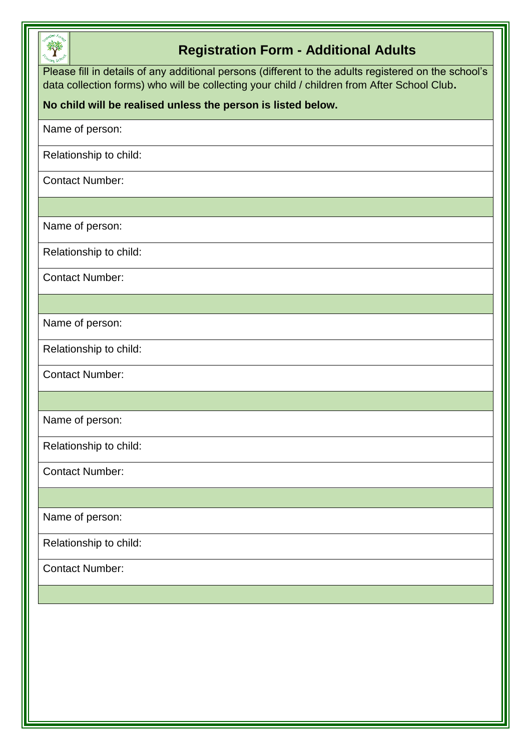# Registration Form - Additional Adults

Please fill in details of any additional persons (different to the adults registered on the school's data collection forms) who will be collecting your child / children from After School Club**.**

**No child will be realised unless the person is listed below.**

| | |
|---|---|
| Name of person: | |
| Relationship to child: | |
| Contact Number: | |
| | |
| Name of person: | |
| Relationship to child: | |
| Contact Number: | |
| | |
| Name of person: | |
| Relationship to child: | |
| Contact Number: | |
| | |
| Name of person: | |
| Relationship to child: | |
| Contact Number: | |
| | |
| Name of person: | |
| Relationship to child: | |
| Contact Number: | |